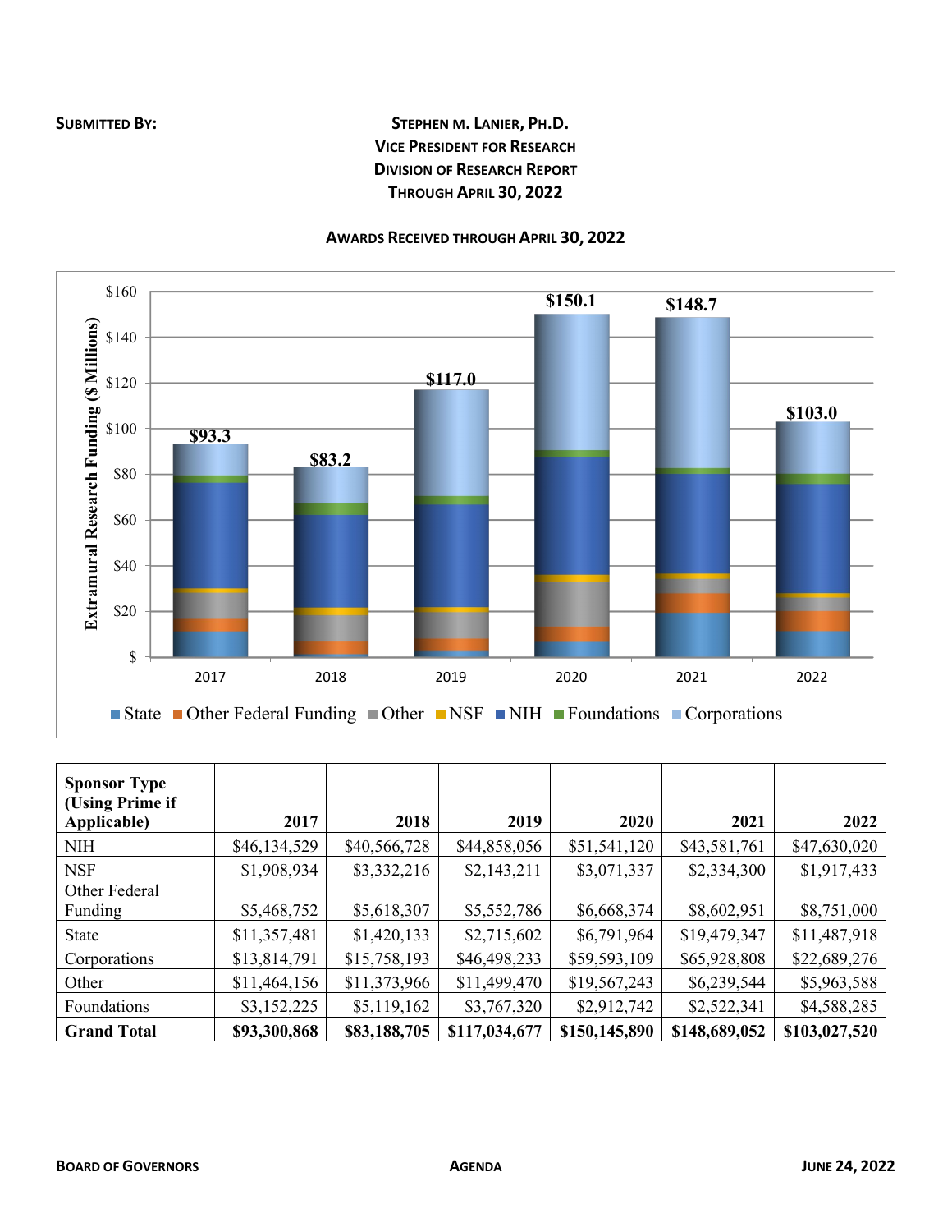**SUBMITTED BY:**

**STEPHEN M. LANIER, PH.D.**
**VICE PRESIDENT FOR RESEARCH**
**DIVISION OF RESEARCH REPORT**
**THROUGH APRIL 30, 2022**

## AWARDS RECEIVED THROUGH APRIL 30, 2022

| Sponsor Type (Using Prime if Applicable) | 2017 | 2018 | 2019 | 2020 | 2021 | 2022 |
|---|---|---|---|---|---|---|
| NIH | $46,134,529 | $40,566,728 | $44,858,056 | $51,541,120 | $43,581,761 | $47,630,020 |
| NSF | $1,908,934 | $3,332,216 | $2,143,211 | $3,071,337 | $2,334,300 | $1,917,433 |
| Other Federal Funding | $5,468,752 | $5,618,307 | $5,552,786 | $6,668,374 | $8,602,951 | $8,751,000 |
| State | $11,357,481 | $1,420,133 | $2,715,602 | $6,791,964 | $19,479,347 | $11,487,918 |
| Corporations | $13,814,791 | $15,758,193 | $46,498,233 | $59,593,109 | $65,928,808 | $22,689,276 |
| Other | $11,464,156 | $11,373,966 | $11,499,470 | $19,567,243 | $6,239,544 | $5,963,588 |
| Foundations | $3,152,225 | $5,119,162 | $3,767,320 | $2,912,742 | $2,522,341 | $4,588,285 |
| **Grand Total** | **$93,300,868** | **$83,188,705** | **$117,034,677** | **$150,145,890** | **$148,689,052** | **$103,027,520** |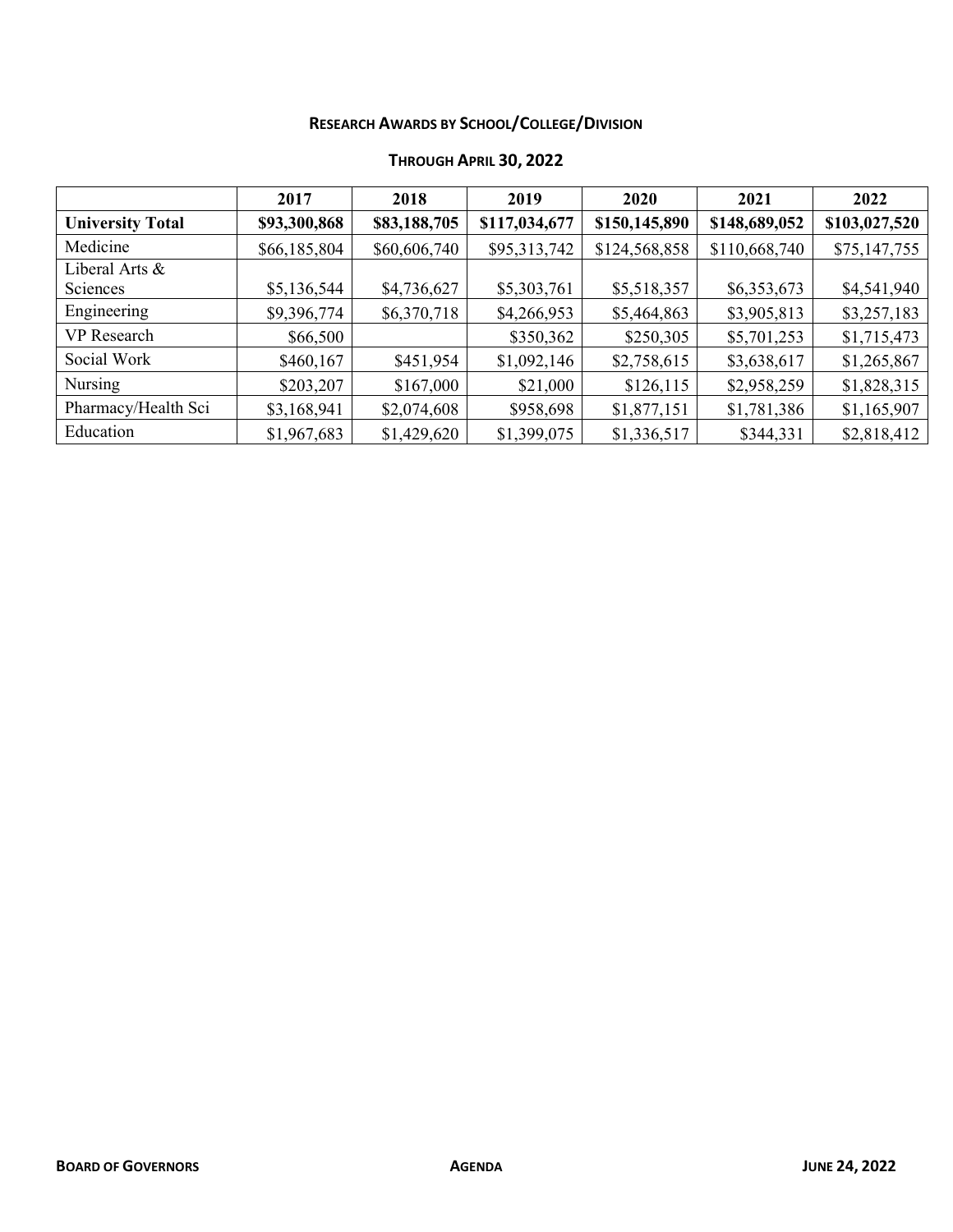## RESEARCH AWARDS BY SCHOOL/COLLEGE/DIVISION

### THROUGH APRIL 30, 2022

| | 2017 | 2018 | 2019 | 2020 | 2021 | 2022 |
|---|---|---|---|---|---|---|
| **University Total** | **$93,300,868** | **$83,188,705** | **$117,034,677** | **$150,145,890** | **$148,689,052** | **$103,027,520** |
| Medicine | $66,185,804 | $60,606,740 | $95,313,742 | $124,568,858 | $110,668,740 | $75,147,755 |
| Liberal Arts & Sciences | $5,136,544 | $4,736,627 | $5,303,761 | $5,518,357 | $6,353,673 | $4,541,940 |
| Engineering | $9,396,774 | $6,370,718 | $4,266,953 | $5,464,863 | $3,905,813 | $3,257,183 |
| VP Research | $66,500 | | $350,362 | $250,305 | $5,701,253 | $1,715,473 |
| Social Work | $460,167 | $451,954 | $1,092,146 | $2,758,615 | $3,638,617 | $1,265,867 |
| Nursing | $203,207 | $167,000 | $21,000 | $126,115 | $2,958,259 | $1,828,315 |
| Pharmacy/Health Sci | $3,168,941 | $2,074,608 | $958,698 | $1,877,151 | $1,781,386 | $1,165,907 |
| Education | $1,967,683 | $1,429,620 | $1,399,075 | $1,336,517 | $344,331 | $2,818,412 |